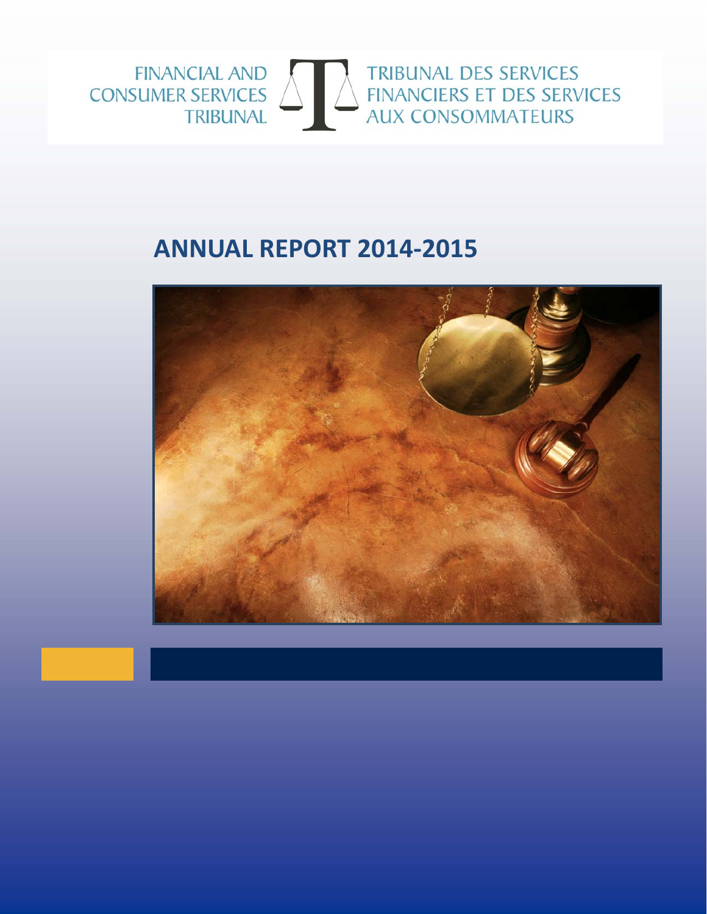FINANCIAL AND CONSUMER SERVICES TRIBUNAL

TRIBUNAL DES SERVICES FINANCIERS ET DES SERVICES AUX CONSOMMATEURS

# ANNUAL REPORT 2014-2015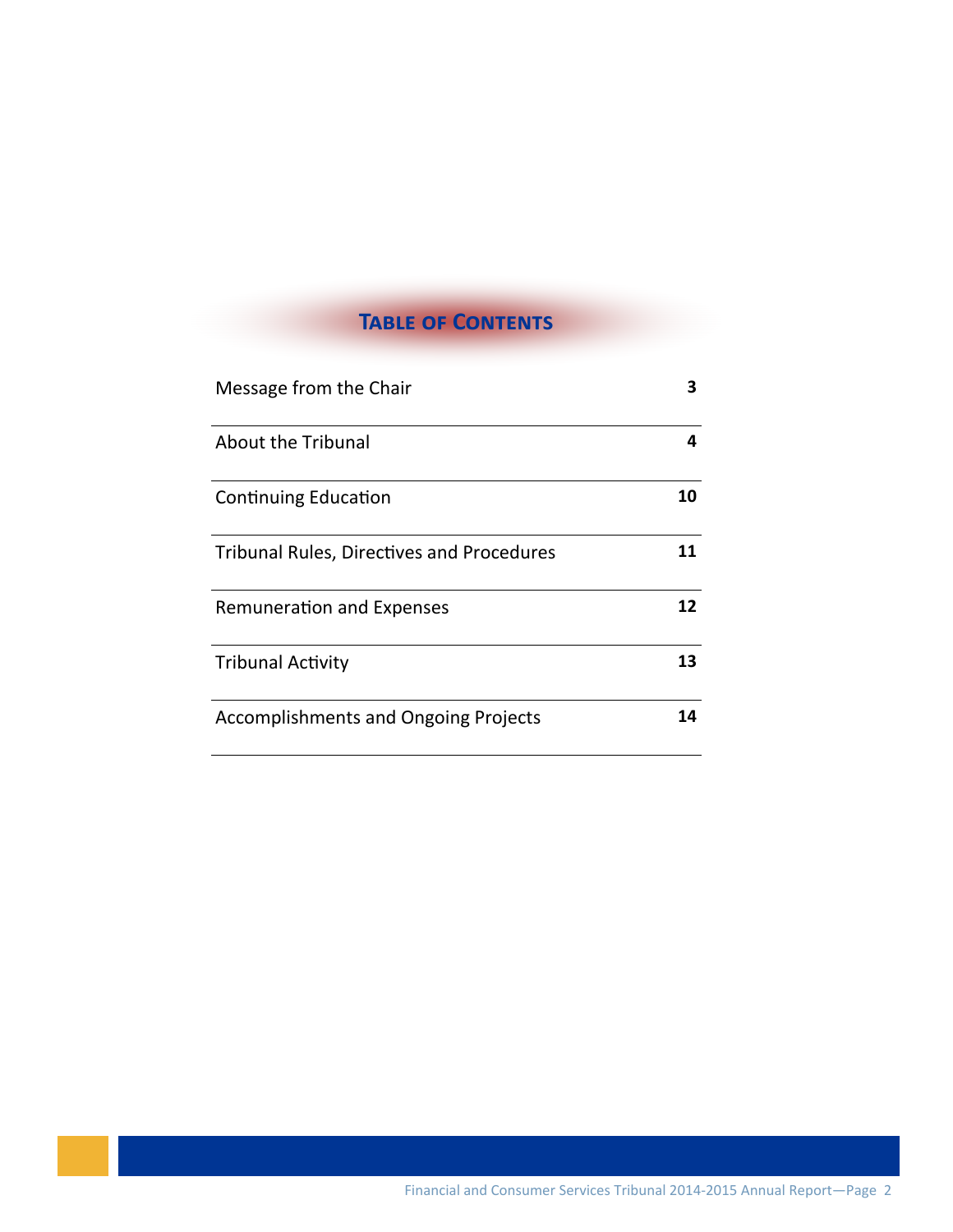## Table of Contents

| | |
|---|---|
| Message from the Chair | **3** |
| About the Tribunal | **4** |
| Continuing Education | **10** |
| Tribunal Rules, Directives and Procedures | **11** |
| Remuneration and Expenses | **12** |
| Tribunal Activity | **13** |
| Accomplishments and Ongoing Projects | **14** |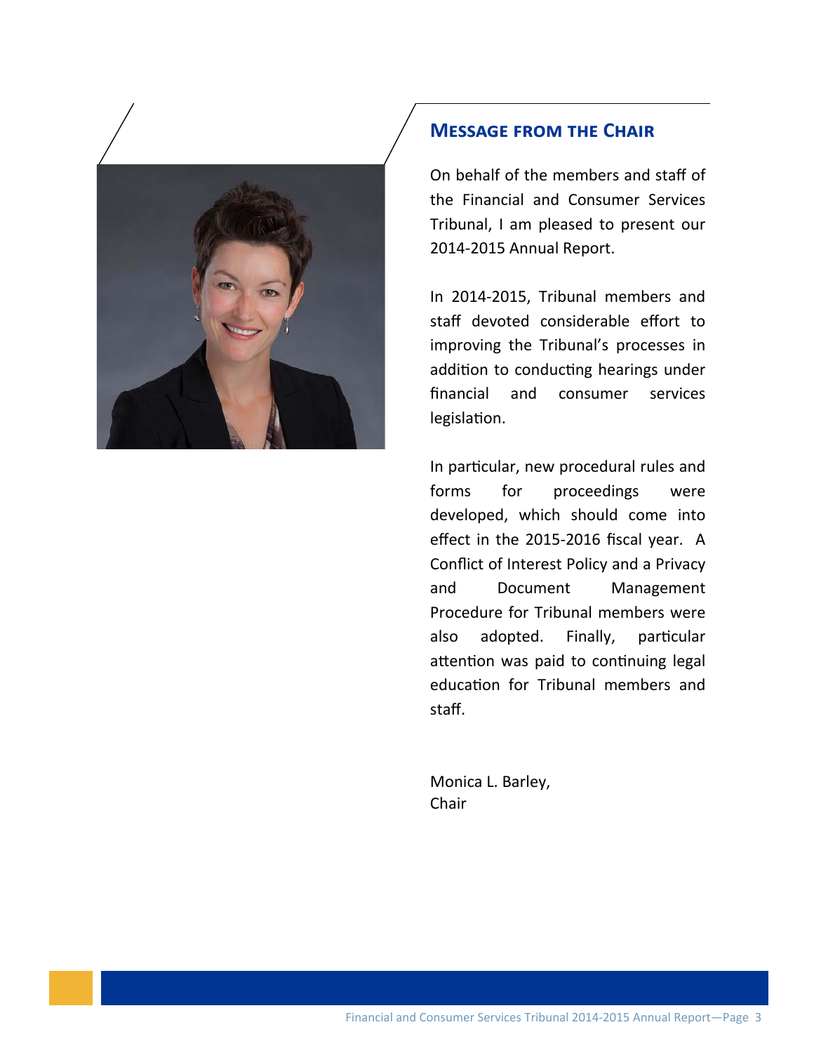## Message from the Chair

On behalf of the members and staff of the Financial and Consumer Services Tribunal, I am pleased to present our 2014-2015 Annual Report.

In 2014-2015, Tribunal members and staff devoted considerable effort to improving the Tribunal's processes in addition to conducting hearings under financial and consumer services legislation.

In particular, new procedural rules and forms for proceedings were developed, which should come into effect in the 2015-2016 fiscal year. A Conflict of Interest Policy and a Privacy and Document Management Procedure for Tribunal members were also adopted. Finally, particular attention was paid to continuing legal education for Tribunal members and staff.

Monica L. Barley,
Chair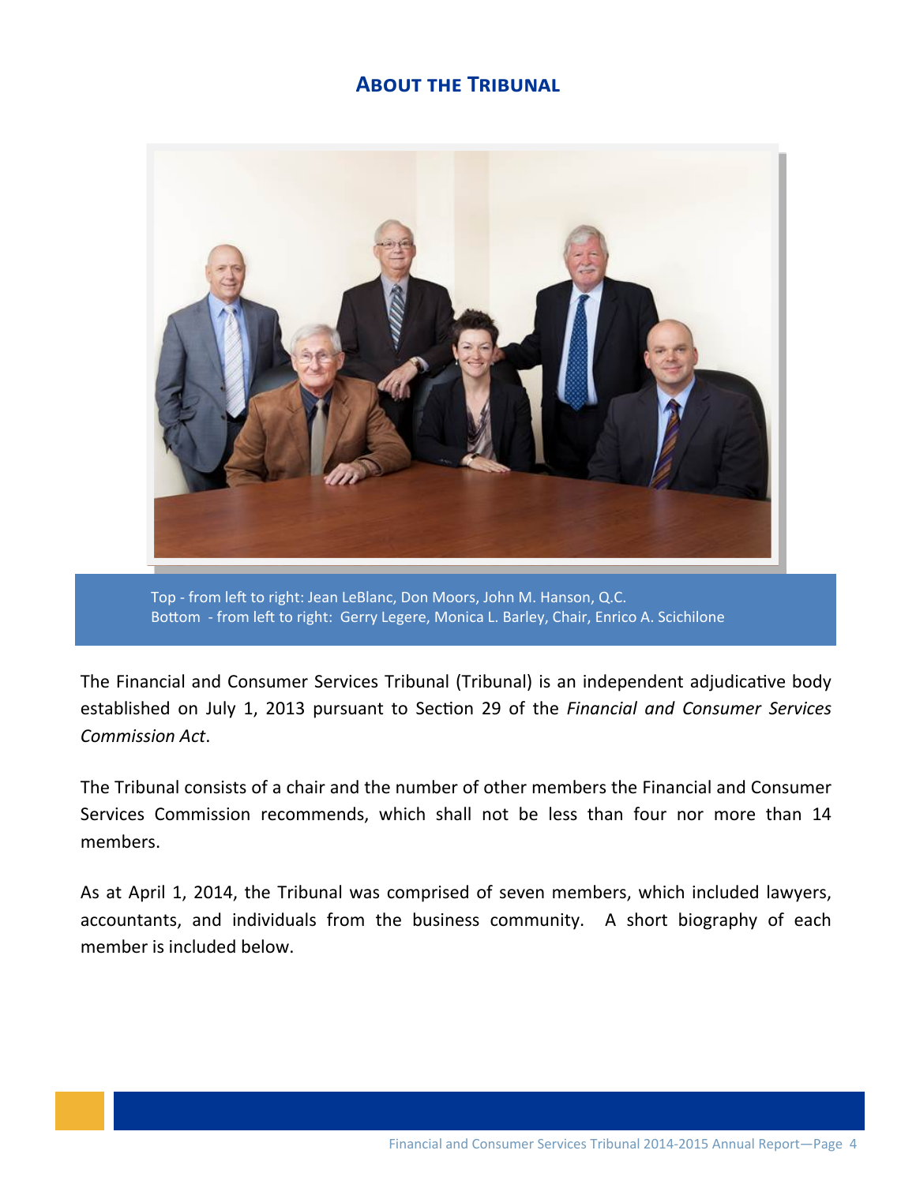## About the Tribunal

Top - from left to right: Jean LeBlanc, Don Moors, John M. Hanson, Q.C.
Bottom - from left to right: Gerry Legere, Monica L. Barley, Chair, Enrico A. Scichilone

The Financial and Consumer Services Tribunal (Tribunal) is an independent adjudicative body established on July 1, 2013 pursuant to Section 29 of the *Financial and Consumer Services Commission Act*.

The Tribunal consists of a chair and the number of other members the Financial and Consumer Services Commission recommends, which shall not be less than four nor more than 14 members.

As at April 1, 2014, the Tribunal was comprised of seven members, which included lawyers, accountants, and individuals from the business community. A short biography of each member is included below.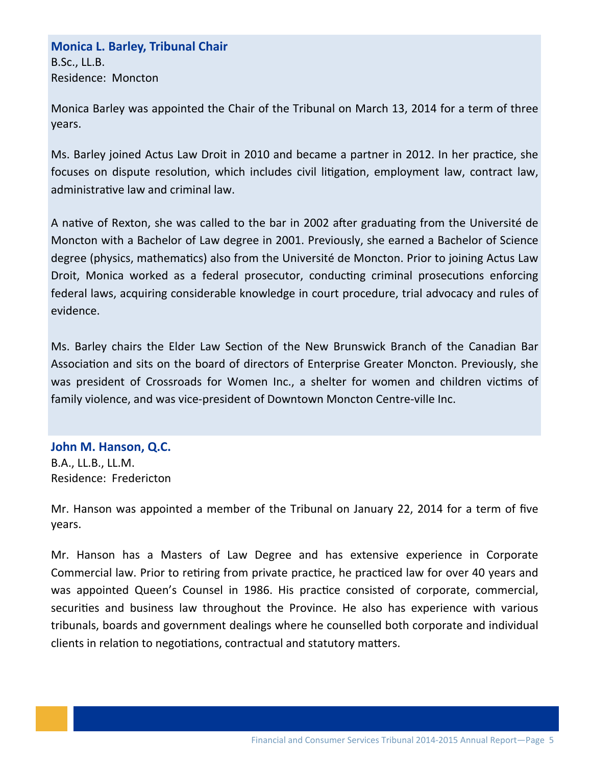### Monica L. Barley, Tribunal Chair

B.Sc., LL.B.
Residence: Moncton

Monica Barley was appointed the Chair of the Tribunal on March 13, 2014 for a term of three years.

Ms. Barley joined Actus Law Droit in 2010 and became a partner in 2012. In her practice, she focuses on dispute resolution, which includes civil litigation, employment law, contract law, administrative law and criminal law.

A native of Rexton, she was called to the bar in 2002 after graduating from the Université de Moncton with a Bachelor of Law degree in 2001. Previously, she earned a Bachelor of Science degree (physics, mathematics) also from the Université de Moncton. Prior to joining Actus Law Droit, Monica worked as a federal prosecutor, conducting criminal prosecutions enforcing federal laws, acquiring considerable knowledge in court procedure, trial advocacy and rules of evidence.

Ms. Barley chairs the Elder Law Section of the New Brunswick Branch of the Canadian Bar Association and sits on the board of directors of Enterprise Greater Moncton. Previously, she was president of Crossroads for Women Inc., a shelter for women and children victims of family violence, and was vice-president of Downtown Moncton Centre-ville Inc.

### John M. Hanson, Q.C.

B.A., LL.B., LL.M.
Residence: Fredericton

Mr. Hanson was appointed a member of the Tribunal on January 22, 2014 for a term of five years.

Mr. Hanson has a Masters of Law Degree and has extensive experience in Corporate Commercial law. Prior to retiring from private practice, he practiced law for over 40 years and was appointed Queen's Counsel in 1986. His practice consisted of corporate, commercial, securities and business law throughout the Province. He also has experience with various tribunals, boards and government dealings where he counselled both corporate and individual clients in relation to negotiations, contractual and statutory matters.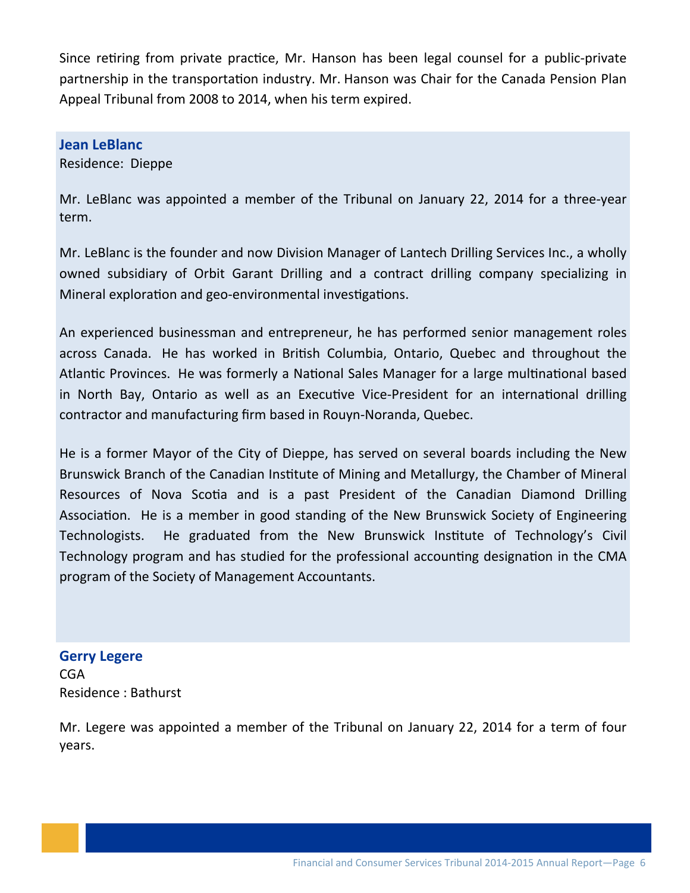Since retiring from private practice, Mr. Hanson has been legal counsel for a public-private partnership in the transportation industry. Mr. Hanson was Chair for the Canada Pension Plan Appeal Tribunal from 2008 to 2014, when his term expired.

### Jean LeBlanc

Residence: Dieppe

Mr. LeBlanc was appointed a member of the Tribunal on January 22, 2014 for a three-year term.

Mr. LeBlanc is the founder and now Division Manager of Lantech Drilling Services Inc., a wholly owned subsidiary of Orbit Garant Drilling and a contract drilling company specializing in Mineral exploration and geo-environmental investigations.

An experienced businessman and entrepreneur, he has performed senior management roles across Canada. He has worked in British Columbia, Ontario, Quebec and throughout the Atlantic Provinces. He was formerly a National Sales Manager for a large multinational based in North Bay, Ontario as well as an Executive Vice-President for an international drilling contractor and manufacturing firm based in Rouyn-Noranda, Quebec.

He is a former Mayor of the City of Dieppe, has served on several boards including the New Brunswick Branch of the Canadian Institute of Mining and Metallurgy, the Chamber of Mineral Resources of Nova Scotia and is a past President of the Canadian Diamond Drilling Association. He is a member in good standing of the New Brunswick Society of Engineering Technologists. He graduated from the New Brunswick Institute of Technology's Civil Technology program and has studied for the professional accounting designation in the CMA program of the Society of Management Accountants.

### Gerry Legere

CGA
Residence : Bathurst

Mr. Legere was appointed a member of the Tribunal on January 22, 2014 for a term of four years.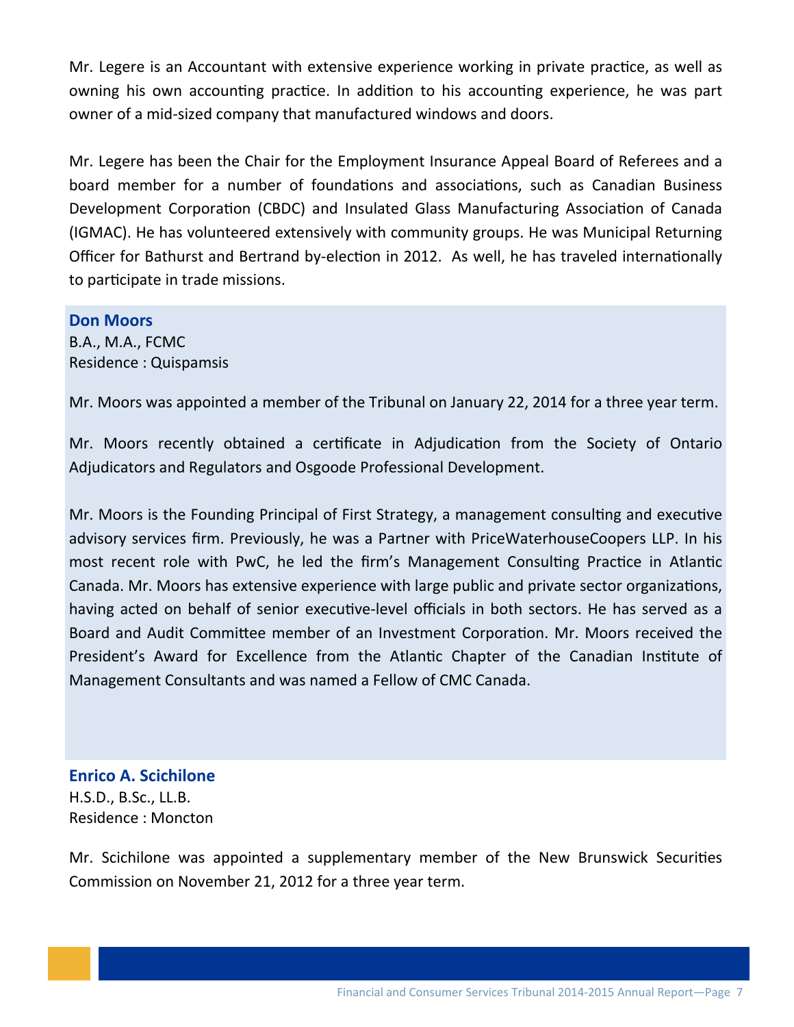Mr. Legere is an Accountant with extensive experience working in private practice, as well as owning his own accounting practice. In addition to his accounting experience, he was part owner of a mid-sized company that manufactured windows and doors.

Mr. Legere has been the Chair for the Employment Insurance Appeal Board of Referees and a board member for a number of foundations and associations, such as Canadian Business Development Corporation (CBDC) and Insulated Glass Manufacturing Association of Canada (IGMAC). He has volunteered extensively with community groups. He was Municipal Returning Officer for Bathurst and Bertrand by-election in 2012. As well, he has traveled internationally to participate in trade missions.

### Don Moors

B.A., M.A., FCMC
Residence : Quispamsis

Mr. Moors was appointed a member of the Tribunal on January 22, 2014 for a three year term.

Mr. Moors recently obtained a certificate in Adjudication from the Society of Ontario Adjudicators and Regulators and Osgoode Professional Development.

Mr. Moors is the Founding Principal of First Strategy, a management consulting and executive advisory services firm. Previously, he was a Partner with PriceWaterhouseCoopers LLP. In his most recent role with PwC, he led the firm's Management Consulting Practice in Atlantic Canada. Mr. Moors has extensive experience with large public and private sector organizations, having acted on behalf of senior executive-level officials in both sectors. He has served as a Board and Audit Committee member of an Investment Corporation. Mr. Moors received the President's Award for Excellence from the Atlantic Chapter of the Canadian Institute of Management Consultants and was named a Fellow of CMC Canada.

### Enrico A. Scichilone

H.S.D., B.Sc., LL.B.
Residence : Moncton

Mr. Scichilone was appointed a supplementary member of the New Brunswick Securities Commission on November 21, 2012 for a three year term.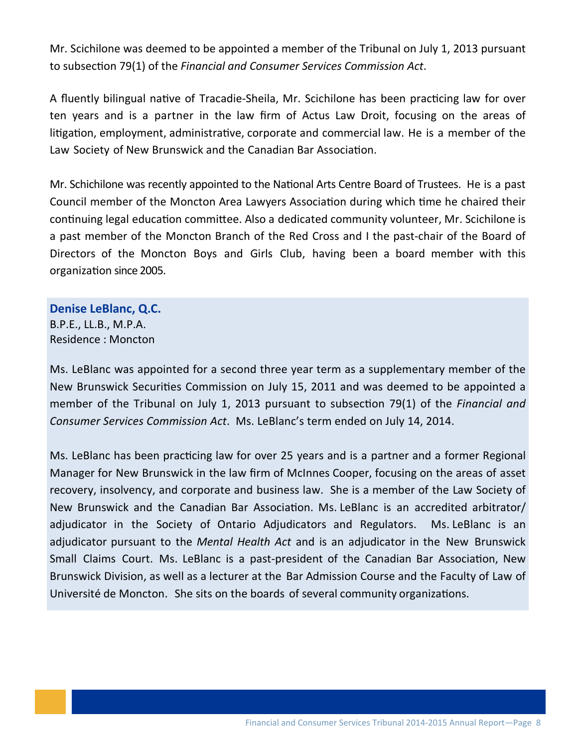Mr. Scichilone was deemed to be appointed a member of the Tribunal on July 1, 2013 pursuant to subsection 79(1) of the *Financial and Consumer Services Commission Act*.

A fluently bilingual native of Tracadie-Sheila, Mr. Scichilone has been practicing law for over ten years and is a partner in the law firm of Actus Law Droit, focusing on the areas of litigation, employment, administrative, corporate and commercial law. He is a member of the Law Society of New Brunswick and the Canadian Bar Association.

Mr. Schichilone was recently appointed to the National Arts Centre Board of Trustees. He is a past Council member of the Moncton Area Lawyers Association during which time he chaired their continuing legal education committee. Also a dedicated community volunteer, Mr. Scichilone is a past member of the Moncton Branch of the Red Cross and I the past-chair of the Board of Directors of the Moncton Boys and Girls Club, having been a board member with this organization since 2005.

**Denise LeBlanc, Q.C.**
B.P.E., LL.B., M.P.A.
Residence : Moncton

Ms. LeBlanc was appointed for a second three year term as a supplementary member of the New Brunswick Securities Commission on July 15, 2011 and was deemed to be appointed a member of the Tribunal on July 1, 2013 pursuant to subsection 79(1) of the *Financial and Consumer Services Commission Act*. Ms. LeBlanc's term ended on July 14, 2014.

Ms. LeBlanc has been practicing law for over 25 years and is a partner and a former Regional Manager for New Brunswick in the law firm of McInnes Cooper, focusing on the areas of asset recovery, insolvency, and corporate and business law. She is a member of the Law Society of New Brunswick and the Canadian Bar Association. Ms. LeBlanc is an accredited arbitrator/adjudicator in the Society of Ontario Adjudicators and Regulators. Ms. LeBlanc is an adjudicator pursuant to the *Mental Health Act* and is an adjudicator in the New Brunswick Small Claims Court. Ms. LeBlanc is a past-president of the Canadian Bar Association, New Brunswick Division, as well as a lecturer at the Bar Admission Course and the Faculty of Law of Université de Moncton. She sits on the boards of several community organizations.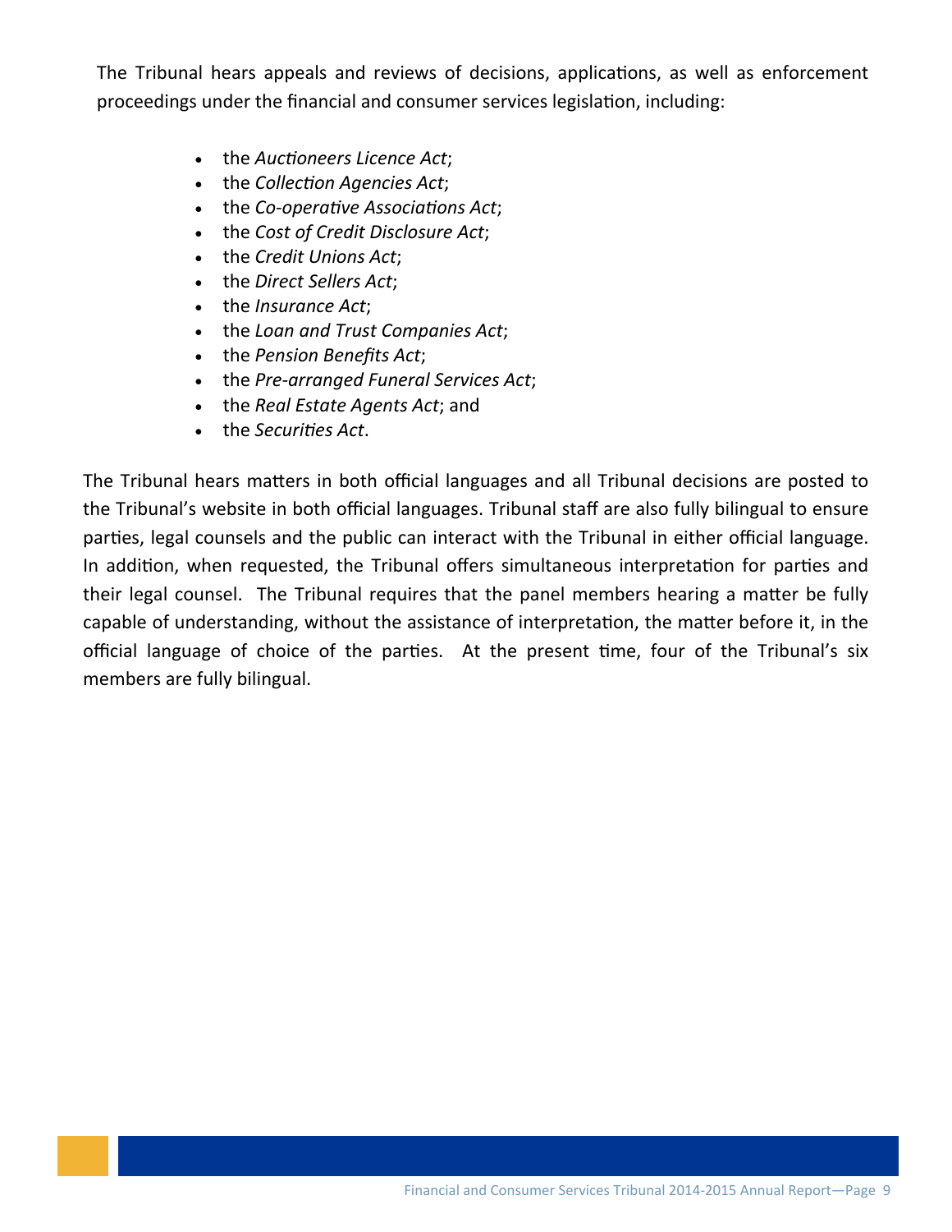The Tribunal hears appeals and reviews of decisions, applications, as well as enforcement proceedings under the financial and consumer services legislation, including:

- the *Auctioneers Licence Act*;
- the *Collection Agencies Act*;
- the *Co-operative Associations Act*;
- the *Cost of Credit Disclosure Act*;
- the *Credit Unions Act*;
- the *Direct Sellers Act*;
- the *Insurance Act*;
- the *Loan and Trust Companies Act*;
- the *Pension Benefits Act*;
- the *Pre-arranged Funeral Services Act*;
- the *Real Estate Agents Act*; and
- the *Securities Act*.

The Tribunal hears matters in both official languages and all Tribunal decisions are posted to the Tribunal's website in both official languages. Tribunal staff are also fully bilingual to ensure parties, legal counsels and the public can interact with the Tribunal in either official language. In addition, when requested, the Tribunal offers simultaneous interpretation for parties and their legal counsel. The Tribunal requires that the panel members hearing a matter be fully capable of understanding, without the assistance of interpretation, the matter before it, in the official language of choice of the parties. At the present time, four of the Tribunal's six members are fully bilingual.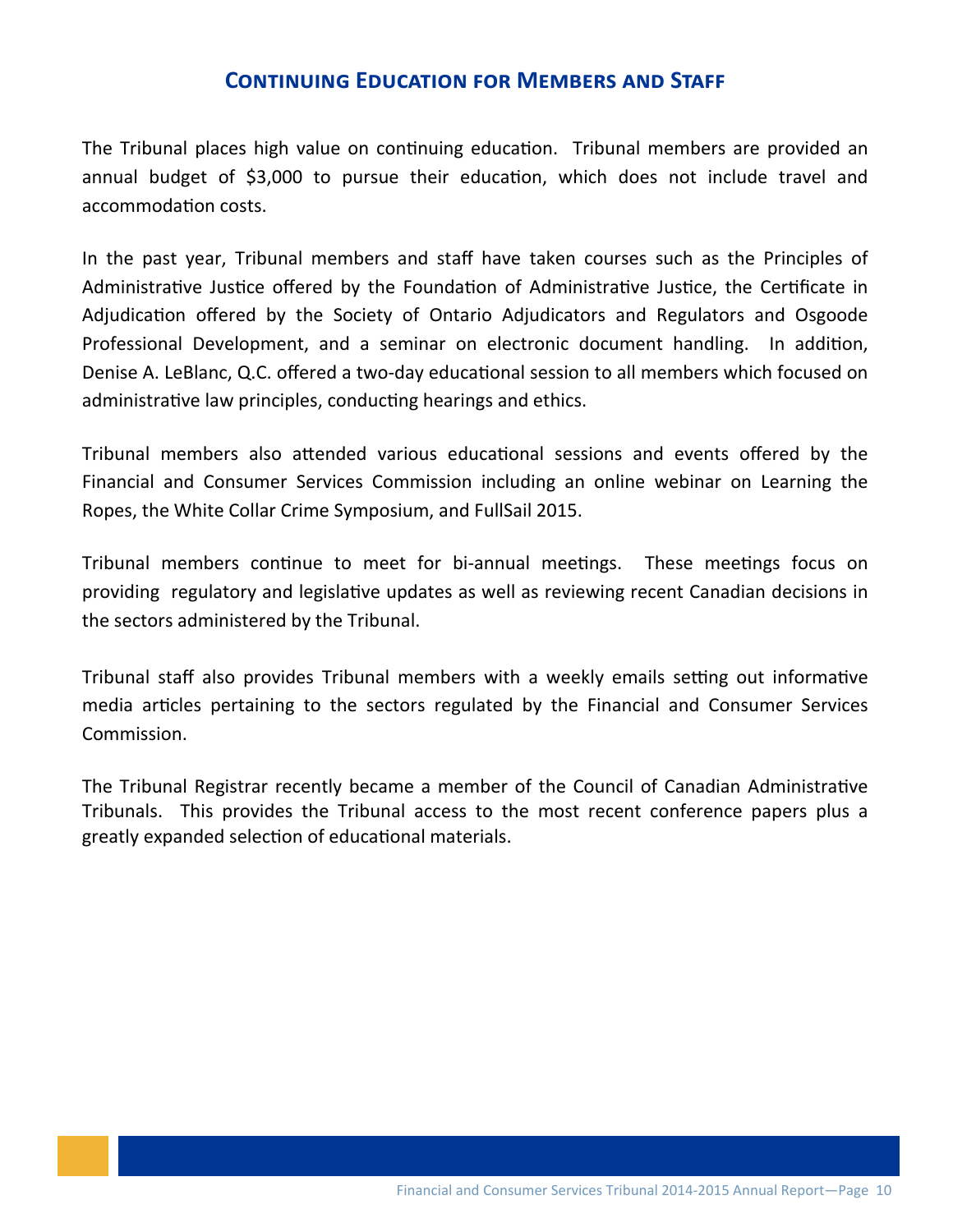## Continuing Education for Members and Staff

The Tribunal places high value on continuing education. Tribunal members are provided an annual budget of $3,000 to pursue their education, which does not include travel and accommodation costs.

In the past year, Tribunal members and staff have taken courses such as the Principles of Administrative Justice offered by the Foundation of Administrative Justice, the Certificate in Adjudication offered by the Society of Ontario Adjudicators and Regulators and Osgoode Professional Development, and a seminar on electronic document handling. In addition, Denise A. LeBlanc, Q.C. offered a two-day educational session to all members which focused on administrative law principles, conducting hearings and ethics.

Tribunal members also attended various educational sessions and events offered by the Financial and Consumer Services Commission including an online webinar on Learning the Ropes, the White Collar Crime Symposium, and FullSail 2015.

Tribunal members continue to meet for bi-annual meetings. These meetings focus on providing regulatory and legislative updates as well as reviewing recent Canadian decisions in the sectors administered by the Tribunal.

Tribunal staff also provides Tribunal members with a weekly emails setting out informative media articles pertaining to the sectors regulated by the Financial and Consumer Services Commission.

The Tribunal Registrar recently became a member of the Council of Canadian Administrative Tribunals. This provides the Tribunal access to the most recent conference papers plus a greatly expanded selection of educational materials.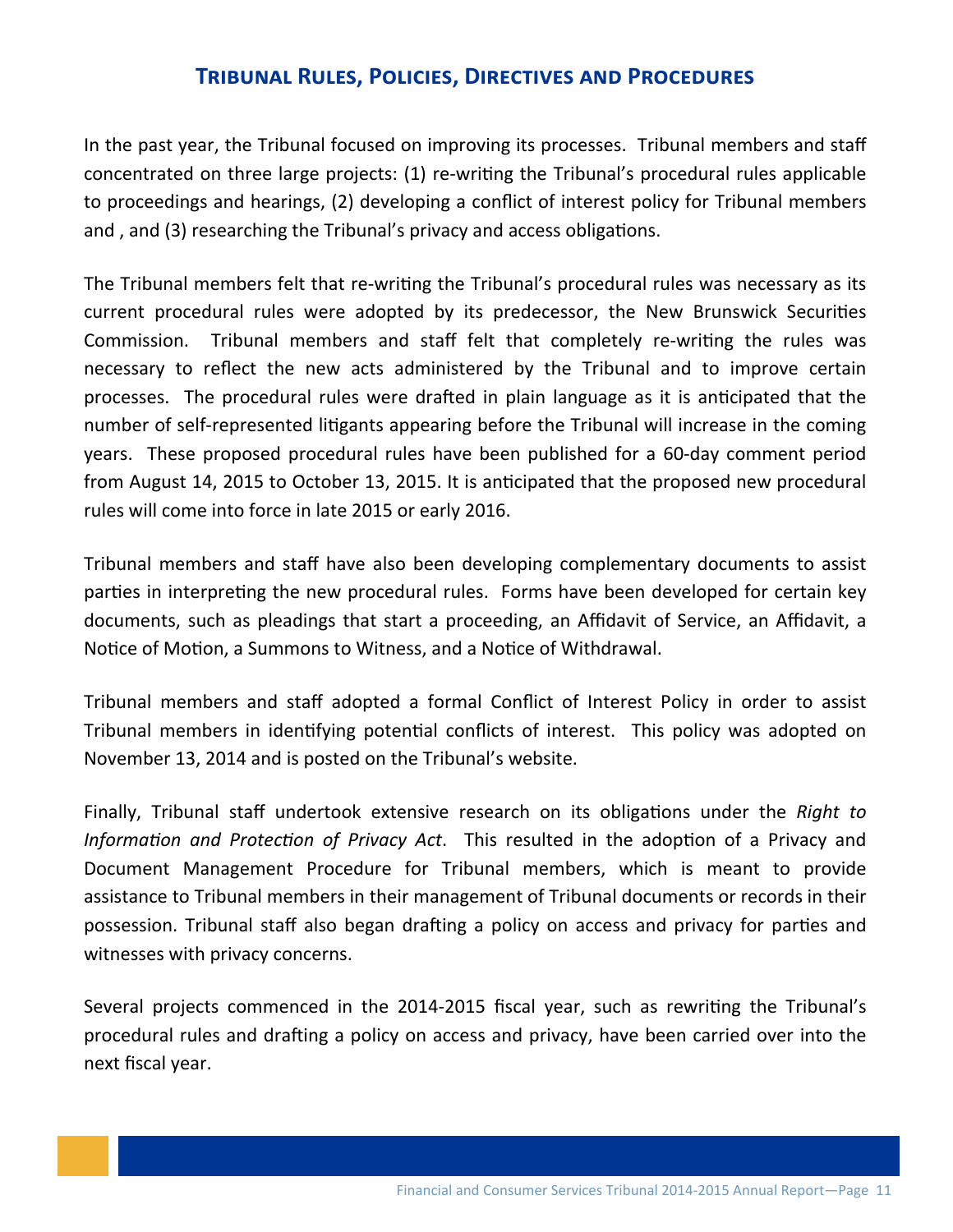## Tribunal Rules, Policies, Directives and Procedures

In the past year, the Tribunal focused on improving its processes. Tribunal members and staff concentrated on three large projects: (1) re-writing the Tribunal's procedural rules applicable to proceedings and hearings, (2) developing a conflict of interest policy for Tribunal members and , and (3) researching the Tribunal's privacy and access obligations.

The Tribunal members felt that re-writing the Tribunal's procedural rules was necessary as its current procedural rules were adopted by its predecessor, the New Brunswick Securities Commission. Tribunal members and staff felt that completely re-writing the rules was necessary to reflect the new acts administered by the Tribunal and to improve certain processes. The procedural rules were drafted in plain language as it is anticipated that the number of self-represented litigants appearing before the Tribunal will increase in the coming years. These proposed procedural rules have been published for a 60-day comment period from August 14, 2015 to October 13, 2015. It is anticipated that the proposed new procedural rules will come into force in late 2015 or early 2016.

Tribunal members and staff have also been developing complementary documents to assist parties in interpreting the new procedural rules. Forms have been developed for certain key documents, such as pleadings that start a proceeding, an Affidavit of Service, an Affidavit, a Notice of Motion, a Summons to Witness, and a Notice of Withdrawal.

Tribunal members and staff adopted a formal Conflict of Interest Policy in order to assist Tribunal members in identifying potential conflicts of interest. This policy was adopted on November 13, 2014 and is posted on the Tribunal's website.

Finally, Tribunal staff undertook extensive research on its obligations under the *Right to Information and Protection of Privacy Act*. This resulted in the adoption of a Privacy and Document Management Procedure for Tribunal members, which is meant to provide assistance to Tribunal members in their management of Tribunal documents or records in their possession. Tribunal staff also began drafting a policy on access and privacy for parties and witnesses with privacy concerns.

Several projects commenced in the 2014-2015 fiscal year, such as rewriting the Tribunal's procedural rules and drafting a policy on access and privacy, have been carried over into the next fiscal year.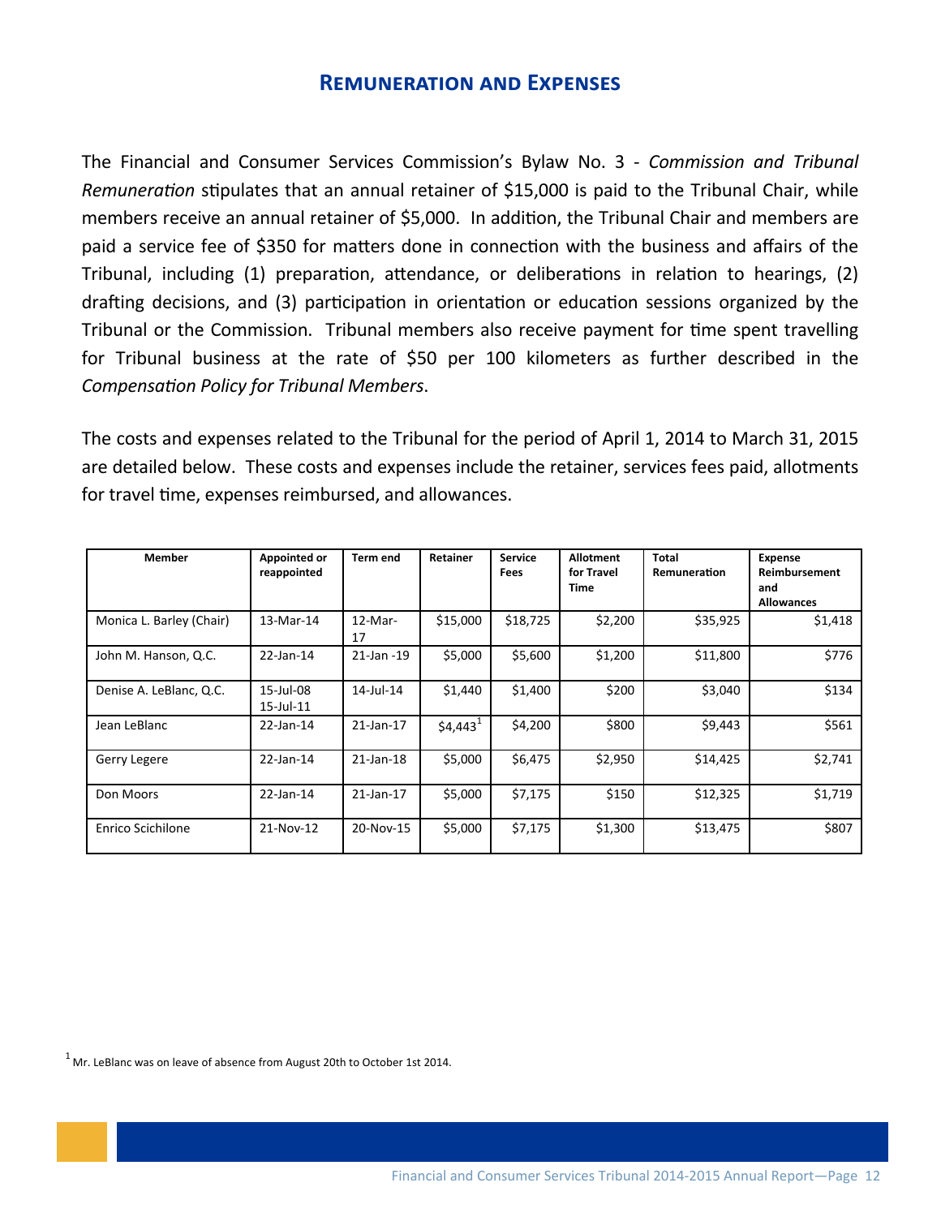## Remuneration and Expenses

The Financial and Consumer Services Commission's Bylaw No. 3 - *Commission and Tribunal Remuneration* stipulates that an annual retainer of $15,000 is paid to the Tribunal Chair, while members receive an annual retainer of $5,000. In addition, the Tribunal Chair and members are paid a service fee of $350 for matters done in connection with the business and affairs of the Tribunal, including (1) preparation, attendance, or deliberations in relation to hearings, (2) drafting decisions, and (3) participation in orientation or education sessions organized by the Tribunal or the Commission. Tribunal members also receive payment for time spent travelling for Tribunal business at the rate of $50 per 100 kilometers as further described in the *Compensation Policy for Tribunal Members*.

The costs and expenses related to the Tribunal for the period of April 1, 2014 to March 31, 2015 are detailed below. These costs and expenses include the retainer, services fees paid, allotments for travel time, expenses reimbursed, and allowances.

| Member | Appointed or reappointed | Term end | Retainer | Service Fees | Allotment for Travel Time | Total Remuneration | Expense Reimbursement and Allowances |
|---|---|---|---|---|---|---|---|
| Monica L. Barley (Chair) | 13-Mar-14 | 12-Mar-17 | $15,000 | $18,725 | $2,200 | $35,925 | $1,418 |
| John M. Hanson, Q.C. | 22-Jan-14 | 21-Jan -19 | $5,000 | $5,600 | $1,200 | $11,800 | $776 |
| Denise A. LeBlanc, Q.C. | 15-Jul-08<br>15-Jul-11 | 14-Jul-14 | $1,440 | $1,400 | $200 | $3,040 | $134 |
| Jean LeBlanc | 22-Jan-14 | 21-Jan-17 | $4,443[1] | $4,200 | $800 | $9,443 | $561 |
| Gerry Legere | 22-Jan-14 | 21-Jan-18 | $5,000 | $6,475 | $2,950 | $14,425 | $2,741 |
| Don Moors | 22-Jan-14 | 21-Jan-17 | $5,000 | $7,175 | $150 | $12,325 | $1,719 |
| Enrico Scichilone | 21-Nov-12 | 20-Nov-15 | $5,000 | $7,175 | $1,300 | $13,475 | $807 |

[1] Mr. LeBlanc was on leave of absence from August 20th to October 1st 2014.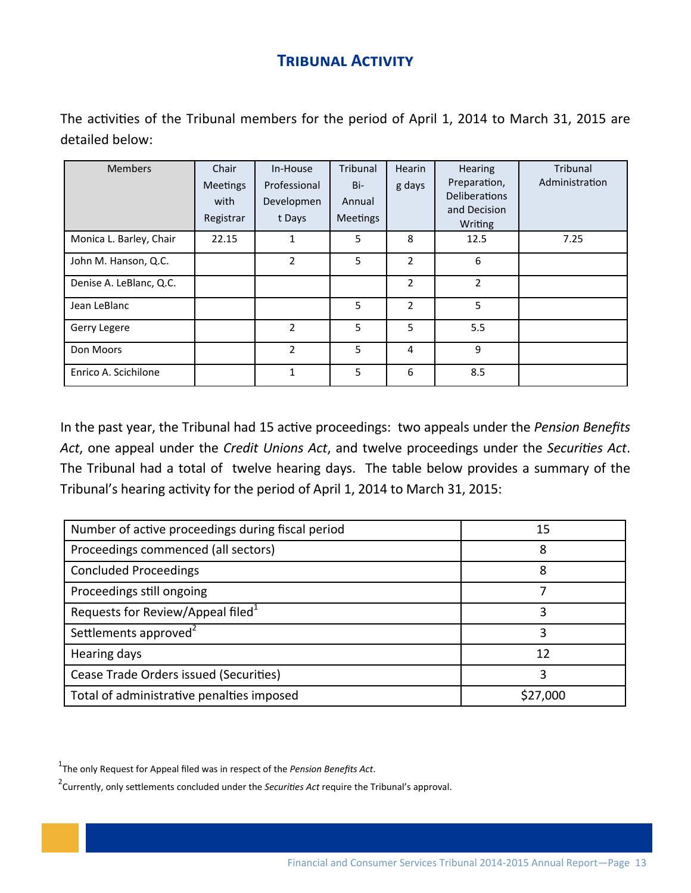## Tribunal Activity

The activities of the Tribunal members for the period of April 1, 2014 to March 31, 2015 are detailed below:

| Members | Chair Meetings with Registrar | In-House Professional Development Days | Tribunal Bi-Annual Meetings | Hearing days | Hearing Preparation, Deliberations and Decision Writing | Tribunal Administration |
|---|---|---|---|---|---|---|
| Monica L. Barley, Chair | 22.15 | 1 | 5 | 8 | 12.5 | 7.25 |
| John M. Hanson, Q.C. | | 2 | 5 | 2 | 6 | |
| Denise A. LeBlanc, Q.C. | | | | 2 | 2 | |
| Jean LeBlanc | | | 5 | 2 | 5 | |
| Gerry Legere | | 2 | 5 | 5 | 5.5 | |
| Don Moors | | 2 | 5 | 4 | 9 | |
| Enrico A. Scichilone | | 1 | 5 | 6 | 8.5 | |

In the past year, the Tribunal had 15 active proceedings: two appeals under the *Pension Benefits Act*, one appeal under the *Credit Unions Act*, and twelve proceedings under the *Securities Act*. The Tribunal had a total of twelve hearing days. The table below provides a summary of the Tribunal's hearing activity for the period of April 1, 2014 to March 31, 2015:

| | |
|---|---|
| Number of active proceedings during fiscal period | 15 |
| Proceedings commenced (all sectors) | 8 |
| Concluded Proceedings | 8 |
| Proceedings still ongoing | 7 |
| Requests for Review/Appeal filed[1] | 3 |
| Settlements approved[2] | 3 |
| Hearing days | 12 |
| Cease Trade Orders issued (Securities) | 3 |
| Total of administrative penalties imposed | $27,000 |

[1] The only Request for Appeal filed was in respect of the *Pension Benefits Act*.

[2] Currently, only settlements concluded under the *Securities Act* require the Tribunal's approval.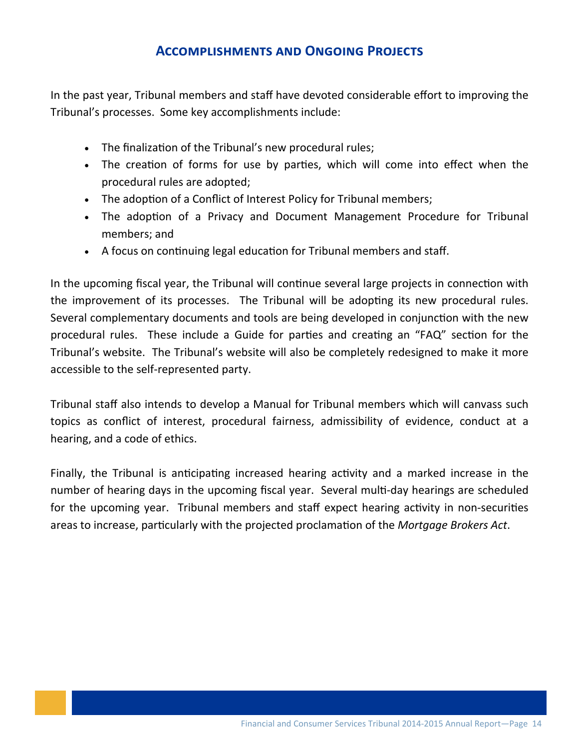## Accomplishments and Ongoing Projects

In the past year, Tribunal members and staff have devoted considerable effort to improving the Tribunal's processes. Some key accomplishments include:

- The finalization of the Tribunal's new procedural rules;
- The creation of forms for use by parties, which will come into effect when the procedural rules are adopted;
- The adoption of a Conflict of Interest Policy for Tribunal members;
- The adoption of a Privacy and Document Management Procedure for Tribunal members; and
- A focus on continuing legal education for Tribunal members and staff.

In the upcoming fiscal year, the Tribunal will continue several large projects in connection with the improvement of its processes. The Tribunal will be adopting its new procedural rules. Several complementary documents and tools are being developed in conjunction with the new procedural rules. These include a Guide for parties and creating an "FAQ" section for the Tribunal's website. The Tribunal's website will also be completely redesigned to make it more accessible to the self-represented party.

Tribunal staff also intends to develop a Manual for Tribunal members which will canvass such topics as conflict of interest, procedural fairness, admissibility of evidence, conduct at a hearing, and a code of ethics.

Finally, the Tribunal is anticipating increased hearing activity and a marked increase in the number of hearing days in the upcoming fiscal year. Several multi-day hearings are scheduled for the upcoming year. Tribunal members and staff expect hearing activity in non-securities areas to increase, particularly with the projected proclamation of the *Mortgage Brokers Act*.